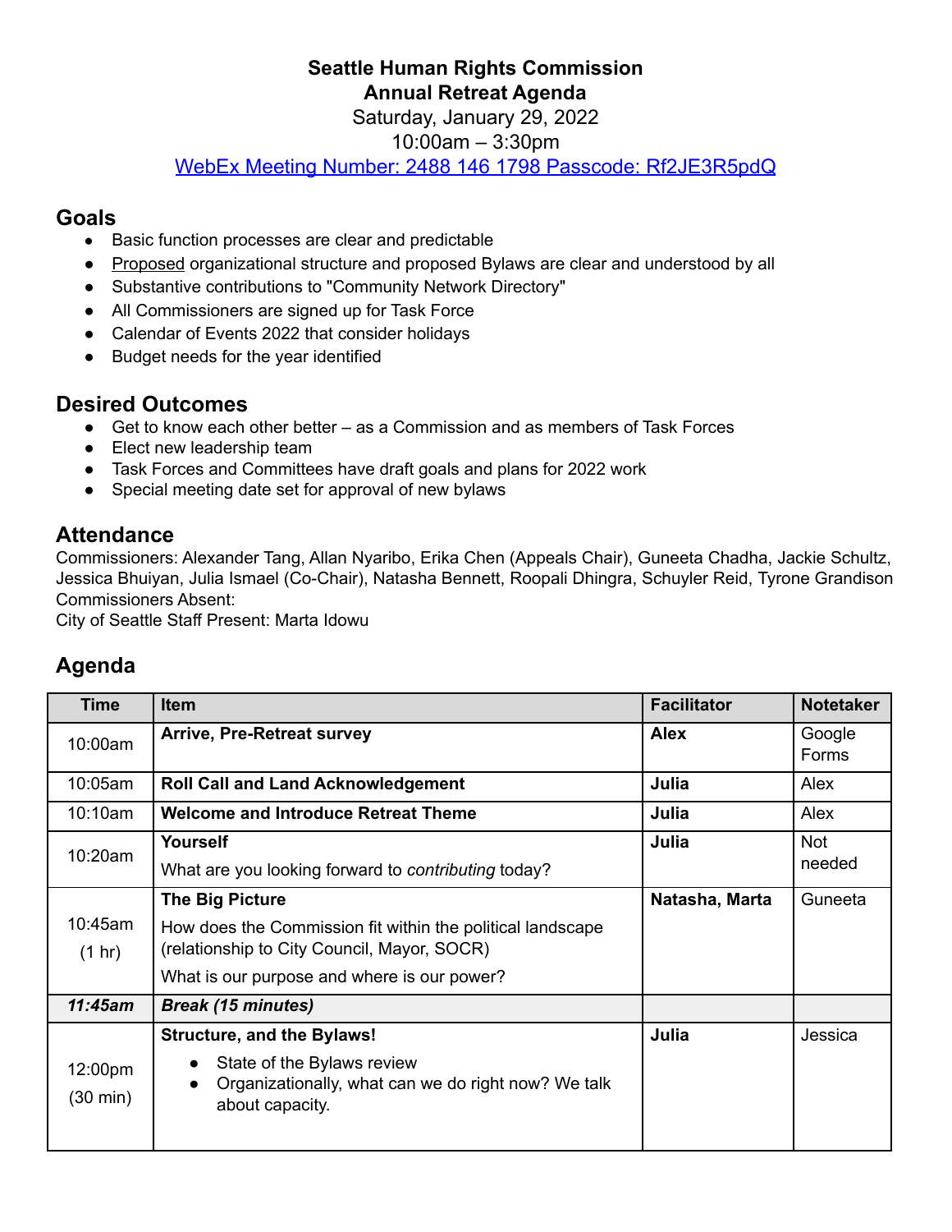# Seattle Human Rights Commission
# Annual Retreat Agenda

Saturday, January 29, 2022
10:00am – 3:30pm
[WebEx Meeting Number: 2488 146 1798 Passcode: Rf2JE3R5pdQ]

## Goals

- Basic function processes are clear and predictable
- Proposed organizational structure and proposed Bylaws are clear and understood by all
- Substantive contributions to "Community Network Directory"
- All Commissioners are signed up for Task Force
- Calendar of Events 2022 that consider holidays
- Budget needs for the year identified

## Desired Outcomes

- Get to know each other better – as a Commission and as members of Task Forces
- Elect new leadership team
- Task Forces and Committees have draft goals and plans for 2022 work
- Special meeting date set for approval of new bylaws

## Attendance

Commissioners: Alexander Tang, Allan Nyaribo, Erika Chen (Appeals Chair), Guneeta Chadha, Jackie Schultz, Jessica Bhuiyan, Julia Ismael (Co-Chair), Natasha Bennett, Roopali Dhingra, Schuyler Reid, Tyrone Grandison
Commissioners Absent:
City of Seattle Staff Present: Marta Idowu

## Agenda

| Time | Item | Facilitator | Notetaker |
|---|---|---|---|
| 10:00am | **Arrive, Pre-Retreat survey** | **Alex** | Google Forms |
| 10:05am | **Roll Call and Land Acknowledgement** | **Julia** | Alex |
| 10:10am | **Welcome and Introduce Retreat Theme** | **Julia** | Alex |
| 10:20am | **Yourself**<br>What are you looking forward to *contributing* today? | **Julia** | Not needed |
| 10:45am<br>(1 hr) | **The Big Picture**<br>How does the Commission fit within the political landscape (relationship to City Council, Mayor, SOCR)<br>What is our purpose and where is our power? | **Natasha, Marta** | Guneeta |
| ***11:45am*** | ***Break (15 minutes)*** | | |
| 12:00pm<br>(30 min) | **Structure, and the Bylaws!**<br>• State of the Bylaws review<br>• Organizationally, what can we do right now? We talk about capacity. | **Julia** | Jessica |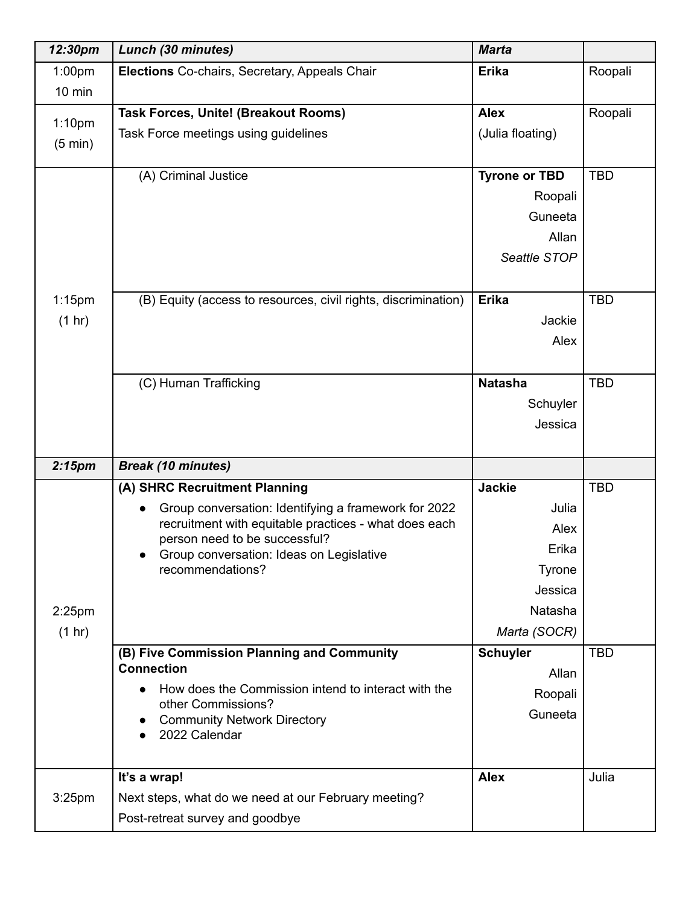| | | | |
|---|---|---|---|
| ***12:30pm*** | ***Lunch (30 minutes)*** | ***Marta*** | |
| 1:00pm<br>10 min | **Elections** Co-chairs, Secretary, Appeals Chair | **Erika** | Roopali |
| 1:10pm<br>(5 min) | **Task Forces, Unite! (Breakout Rooms)**<br>Task Force meetings using guidelines | **Alex**<br>(Julia floating) | Roopali |
| 1:15pm<br>(1 hr) | (A) Criminal Justice | **Tyrone or TBD**<br>Roopali<br>Guneeta<br>Allan<br>*Seattle STOP* | TBD |
| | (B) Equity (access to resources, civil rights, discrimination) | **Erika**<br>Jackie<br>Alex | TBD |
| | (C) Human Trafficking | **Natasha**<br>Schuyler<br>Jessica | TBD |
| ***2:15pm*** | ***Break (10 minutes)*** | | |
| 2:25pm<br>(1 hr) | **(A) SHRC Recruitment Planning**<br>• Group conversation: Identifying a framework for 2022 recruitment with equitable practices - what does each person need to be successful?<br>• Group conversation: Ideas on Legislative recommendations? | **Jackie**<br>Julia<br>Alex<br>Erika<br>Tyrone<br>Jessica<br>Natasha<br>*Marta (SOCR)* | TBD |
| | **(B) Five Commission Planning and Community Connection**<br>• How does the Commission intend to interact with the other Commissions?<br>• Community Network Directory<br>• 2022 Calendar | **Schuyler**<br>Allan<br>Roopali<br>Guneeta | TBD |
| 3:25pm | **It's a wrap!**<br>Next steps, what do we need at our February meeting?<br>Post-retreat survey and goodbye | **Alex** | Julia |